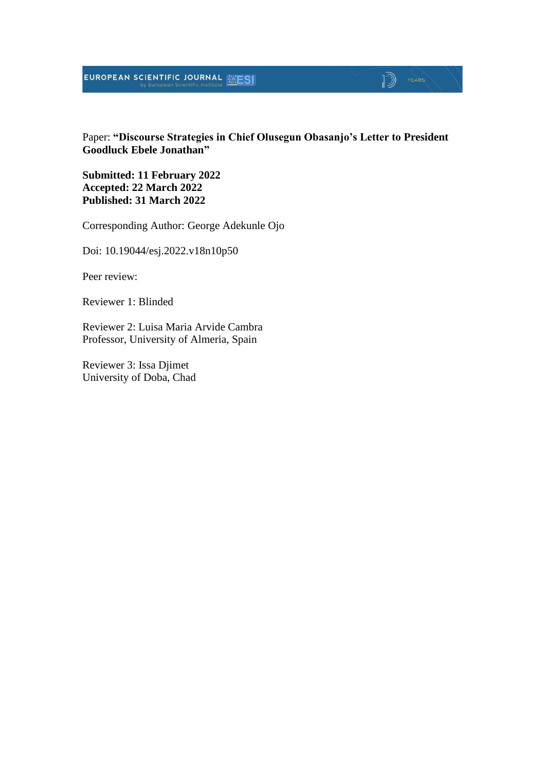Paper: **“Discourse Strategies in Chief Olusegun Obasanjo’s Letter to President Goodluck Ebele Jonathan”**

**Submitted: 11 February 2022**
**Accepted: 22 March 2022**
**Published: 31 March 2022**

Corresponding Author: George Adekunle Ojo

Doi: 10.19044/esj.2022.v18n10p50

Peer review:

Reviewer 1: Blinded

Reviewer 2: Luisa Maria Arvide Cambra
Professor, University of Almeria, Spain

Reviewer 3: Issa Djimet
University of Doba, Chad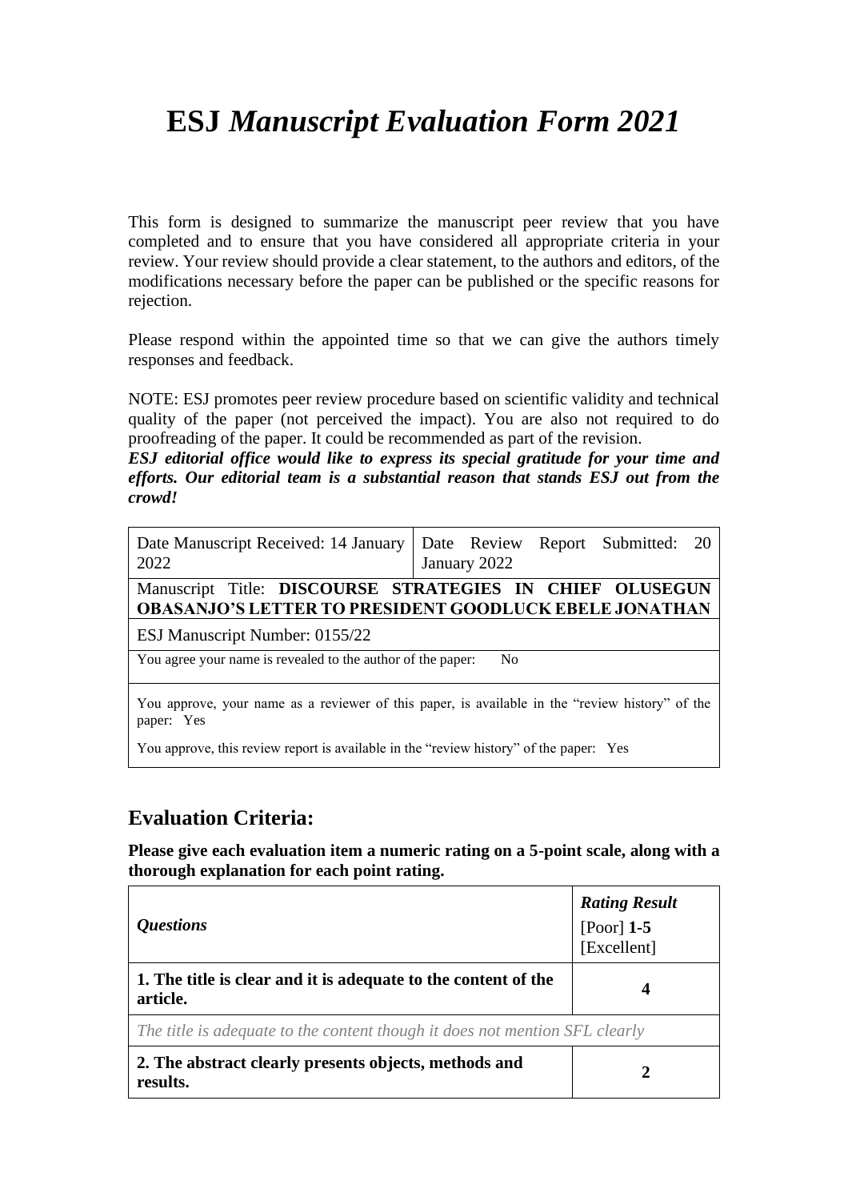# ESJ *Manuscript Evaluation Form 2021*

This form is designed to summarize the manuscript peer review that you have completed and to ensure that you have considered all appropriate criteria in your review. Your review should provide a clear statement, to the authors and editors, of the modifications necessary before the paper can be published or the specific reasons for rejection.

Please respond within the appointed time so that we can give the authors timely responses and feedback.

NOTE: ESJ promotes peer review procedure based on scientific validity and technical quality of the paper (not perceived the impact). You are also not required to do proofreading of the paper. It could be recommended as part of the revision.

***ESJ editorial office would like to express its special gratitude for your time and efforts. Our editorial team is a substantial reason that stands ESJ out from the crowd!***

| Date Manuscript Received: 14 January 2022 | Date Review Report Submitted: 20 January 2022 |
|---|---|
| Manuscript Title: **DISCOURSE STRATEGIES IN CHIEF OLUSEGUN OBASANJO'S LETTER TO PRESIDENT GOODLUCK EBELE JONATHAN** | |
| ESJ Manuscript Number: 0155/22 | |
| You agree your name is revealed to the author of the paper: No | |
| You approve, your name as a reviewer of this paper, is available in the "review history" of the paper: Yes | |
| You approve, this review report is available in the "review history" of the paper: Yes | |

## Evaluation Criteria:

**Please give each evaluation item a numeric rating on a 5-point scale, along with a thorough explanation for each point rating.**

| *Questions* | ***Rating Result*** [Poor] **1-5** [Excellent] |
|---|---|
| **1. The title is clear and it is adequate to the content of the article.** | **4** |
| *The title is adequate to the content though it does not mention SFL clearly* | |
| **2. The abstract clearly presents objects, methods and results.** | **2** |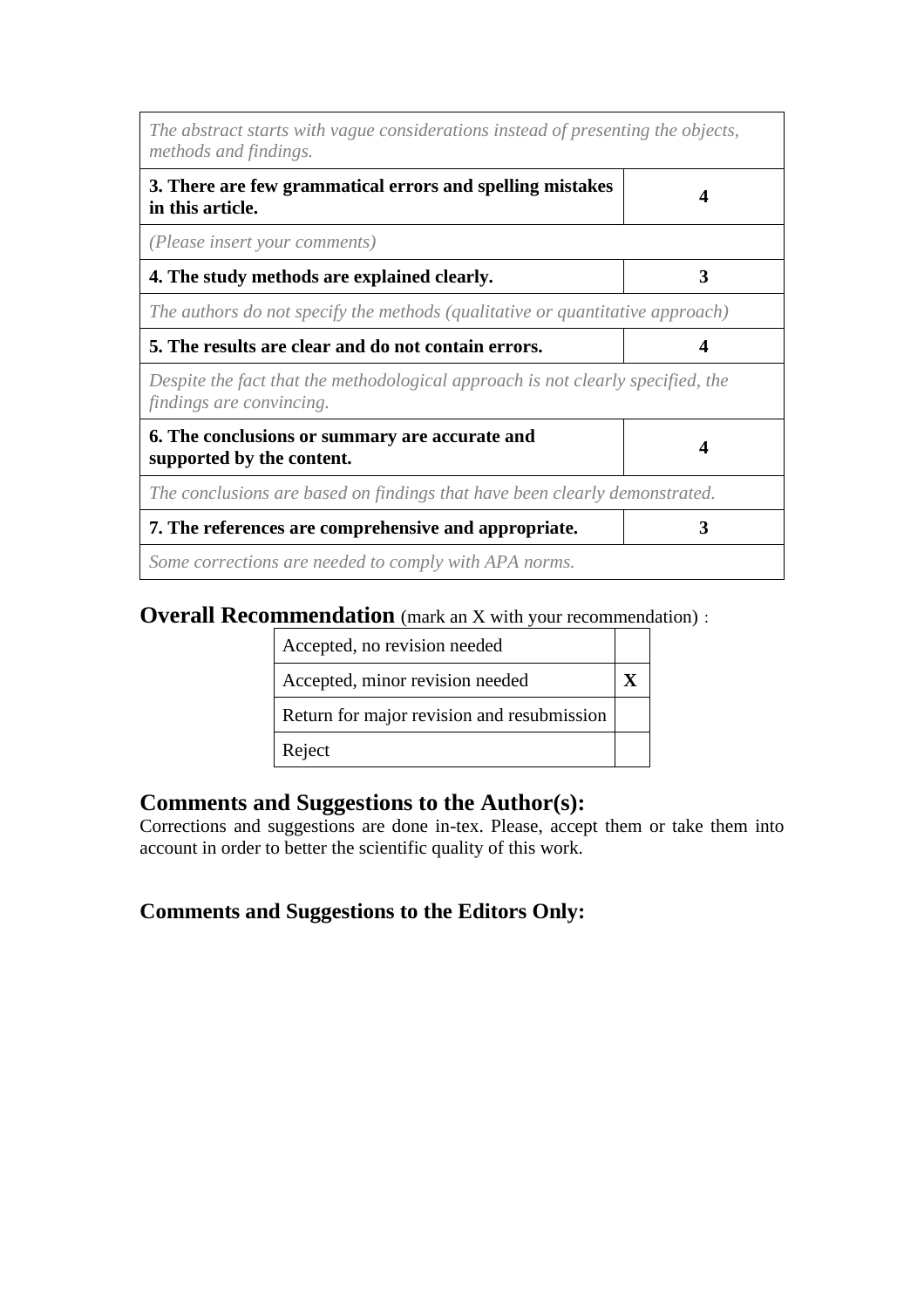| | |
|---|---|
| *The abstract starts with vague considerations instead of presenting the objects, methods and findings.* | |
| **3. There are few grammatical errors and spelling mistakes in this article.** | **4** |
| *(Please insert your comments)* | |
| **4. The study methods are explained clearly.** | **3** |
| *The authors do not specify the methods (qualitative or quantitative approach)* | |
| **5. The results are clear and do not contain errors.** | **4** |
| *Despite the fact that the methodological approach is not clearly specified, the findings are convincing.* | |
| **6. The conclusions or summary are accurate and supported by the content.** | **4** |
| *The conclusions are based on findings that have been clearly demonstrated.* | |
| **7. The references are comprehensive and appropriate.** | **3** |
| *Some corrections are needed to comply with APA norms.* | |

## Overall Recommendation (mark an X with your recommendation) :

| | |
|---|---|
| Accepted, no revision needed | |
| Accepted, minor revision needed | **X** |
| Return for major revision and resubmission | |
| Reject | |

## Comments and Suggestions to the Author(s):

Corrections and suggestions are done in-tex. Please, accept them or take them into account in order to better the scientific quality of this work.

## Comments and Suggestions to the Editors Only: